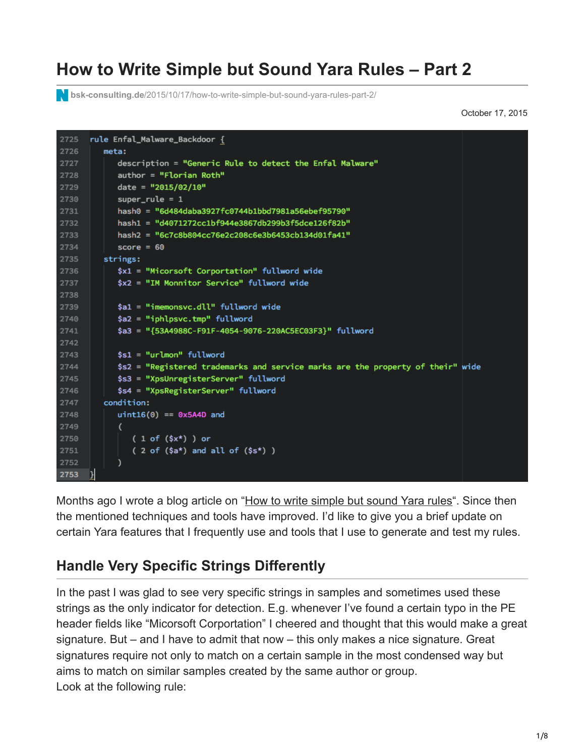# How to Write Simple but Sound Yara Rules – Part 2

bsk-consulting.de/2015/10/17/how-to-write-simple-but-sound-yara-rules-part-2/

October 17, 2015

```
rule Enfal_Malware_Backdoor {
    meta:
        description = "Generic Rule to detect the Enfal Malware"
        author = "Florian Roth"
        date = "2015/02/10"
        super_rule = 1
        hash0 = "6d484daba3927fc0744b1bbd7981a56ebef95790"
        hash1 = "d4071272cc1bf944e3867db299b3f5dce126f82b"
        hash2 = "6c7c8b804cc76e2c208c6e3b6453cb134d01fa41"
        score = 60
    strings:
        $x1 = "Micorsoft Corportation" fullword wide
        $x2 = "IM Monnitor Service" fullword wide

        $a1 = "imemonsvc.dll" fullword wide
        $a2 = "iphlpsvc.tmp" fullword
        $a3 = "{53A4988C-F91F-4054-9076-220AC5EC03F3}" fullword

        $s1 = "urlmon" fullword
        $s2 = "Registered trademarks and service marks are the property of their" wide
        $s3 = "XpsUnregisterServer" fullword
        $s4 = "XpsRegisterServer" fullword
    condition:
        uint16(0) == 0x5A4D and
        (
            ( 1 of ($x*) ) or
            ( 2 of ($a*) and all of ($s*) )
        )
}
```

Months ago I wrote a blog article on "How to write simple but sound Yara rules". Since then the mentioned techniques and tools have improved. I'd like to give you a brief update on certain Yara features that I frequently use and tools that I use to generate and test my rules.

## Handle Very Specific Strings Differently

In the past I was glad to see very specific strings in samples and sometimes used these strings as the only indicator for detection. E.g. whenever I've found a certain typo in the PE header fields like "Micorsoft Corportation" I cheered and thought that this would make a great signature. But – and I have to admit that now – this only makes a nice signature. Great signatures require not only to match on a certain sample in the most condensed way but aims to match on similar samples created by the same author or group.
Look at the following rule: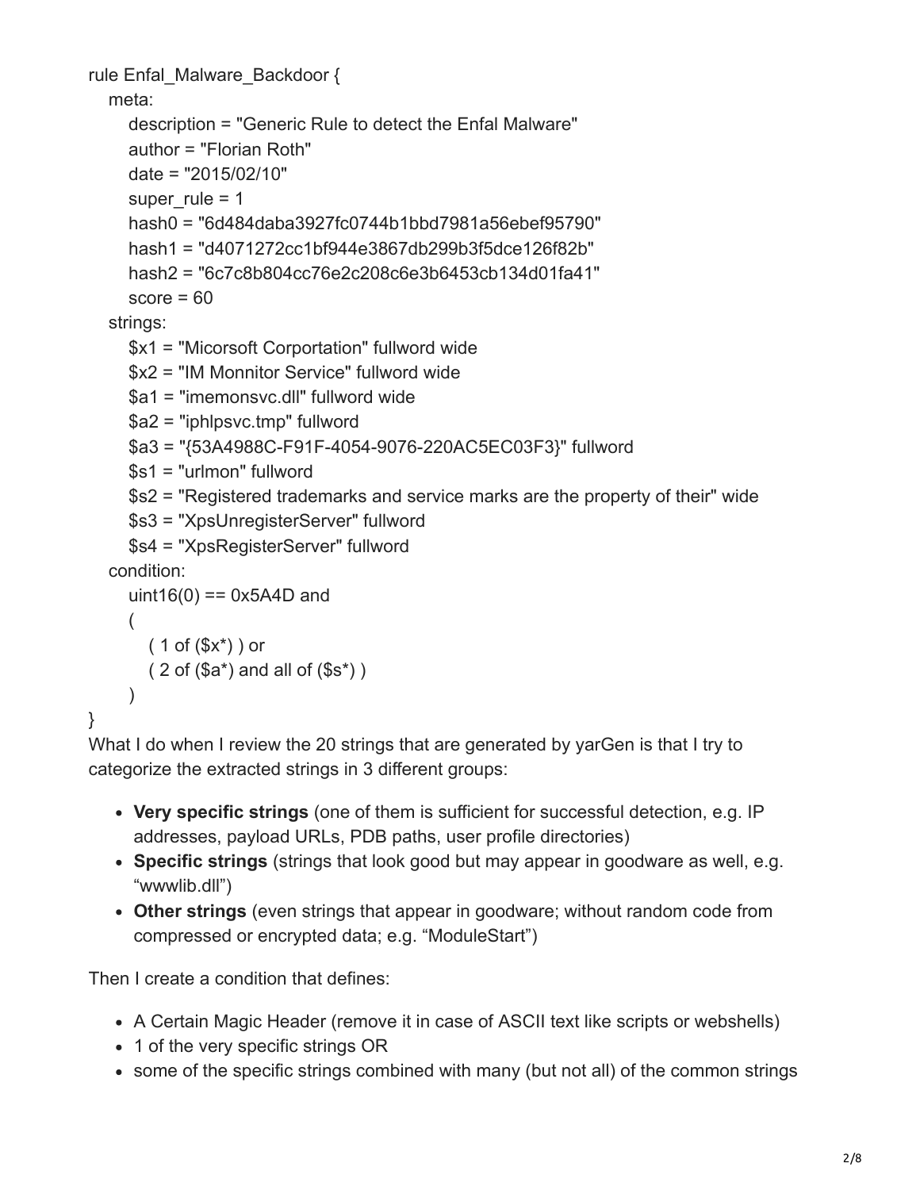```
rule Enfal_Malware_Backdoor {
   meta:
      description = "Generic Rule to detect the Enfal Malware"
      author = "Florian Roth"
      date = "2015/02/10"
      super_rule = 1
      hash0 = "6d484daba3927fc0744b1bbd7981a56ebef95790"
      hash1 = "d4071272cc1bf944e3867db299b3f5dce126f82b"
      hash2 = "6c7c8b804cc76e2c208c6e3b6453cb134d01fa41"
      score = 60
   strings:
      $x1 = "Micorsoft Corportation" fullword wide
      $x2 = "IM Monnitor Service" fullword wide
      $a1 = "imemonsvc.dll" fullword wide
      $a2 = "iphlpsvc.tmp" fullword
      $a3 = "{53A4988C-F91F-4054-9076-220AC5EC03F3}" fullword
      $s1 = "urlmon" fullword
      $s2 = "Registered trademarks and service marks are the property of their" wide
      $s3 = "XpsUnregisterServer" fullword
      $s4 = "XpsRegisterServer" fullword
   condition:
      uint16(0) == 0x5A4D and
      (
         ( 1 of ($x*) ) or
         ( 2 of ($a*) and all of ($s*) )
      )
}
```

What I do when I review the 20 strings that are generated by yarGen is that I try to categorize the extracted strings in 3 different groups:

- **Very specific strings** (one of them is sufficient for successful detection, e.g. IP addresses, payload URLs, PDB paths, user profile directories)
- **Specific strings** (strings that look good but may appear in goodware as well, e.g. "wwwlib.dll")
- **Other strings** (even strings that appear in goodware; without random code from compressed or encrypted data; e.g. "ModuleStart")

Then I create a condition that defines:

- A Certain Magic Header (remove it in case of ASCII text like scripts or webshells)
- 1 of the very specific strings OR
- some of the specific strings combined with many (but not all) of the common strings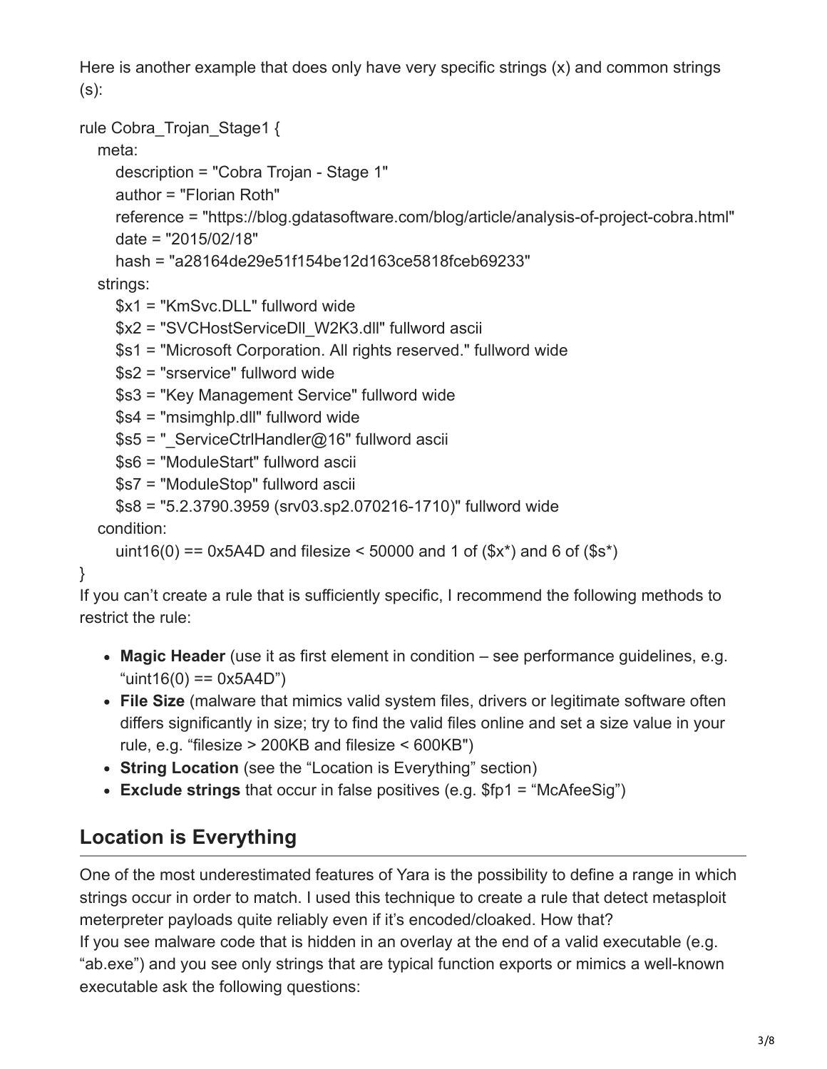Here is another example that does only have very specific strings (x) and common strings (s):

```
rule Cobra_Trojan_Stage1 {
   meta:
      description = "Cobra Trojan - Stage 1"
      author = "Florian Roth"
      reference = "https://blog.gdatasoftware.com/blog/article/analysis-of-project-cobra.html"
      date = "2015/02/18"
      hash = "a28164de29e51f154be12d163ce5818fceb69233"
   strings:
      $x1 = "KmSvc.DLL" fullword wide
      $x2 = "SVCHostServiceDll_W2K3.dll" fullword ascii
      $s1 = "Microsoft Corporation. All rights reserved." fullword wide
      $s2 = "srservice" fullword wide
      $s3 = "Key Management Service" fullword wide
      $s4 = "msimghlp.dll" fullword wide
      $s5 = "_ServiceCtrlHandler@16" fullword ascii
      $s6 = "ModuleStart" fullword ascii
      $s7 = "ModuleStop" fullword ascii
      $s8 = "5.2.3790.3959 (srv03.sp2.070216-1710)" fullword wide
   condition:
      uint16(0) == 0x5A4D and filesize < 50000 and 1 of ($x*) and 6 of ($s*)
}
```

If you can't create a rule that is sufficiently specific, I recommend the following methods to restrict the rule:

- **Magic Header** (use it as first element in condition – see performance guidelines, e.g. "uint16(0) == 0x5A4D")
- **File Size** (malware that mimics valid system files, drivers or legitimate software often differs significantly in size; try to find the valid files online and set a size value in your rule, e.g. "filesize > 200KB and filesize < 600KB")
- **String Location** (see the "Location is Everything" section)
- **Exclude strings** that occur in false positives (e.g. $fp1 = "McAfeeSig")

## Location is Everything

One of the most underestimated features of Yara is the possibility to define a range in which strings occur in order to match. I used this technique to create a rule that detect metasploit meterpreter payloads quite reliably even if it's encoded/cloaked. How that?
If you see malware code that is hidden in an overlay at the end of a valid executable (e.g. "ab.exe") and you see only strings that are typical function exports or mimics a well-known executable ask the following questions: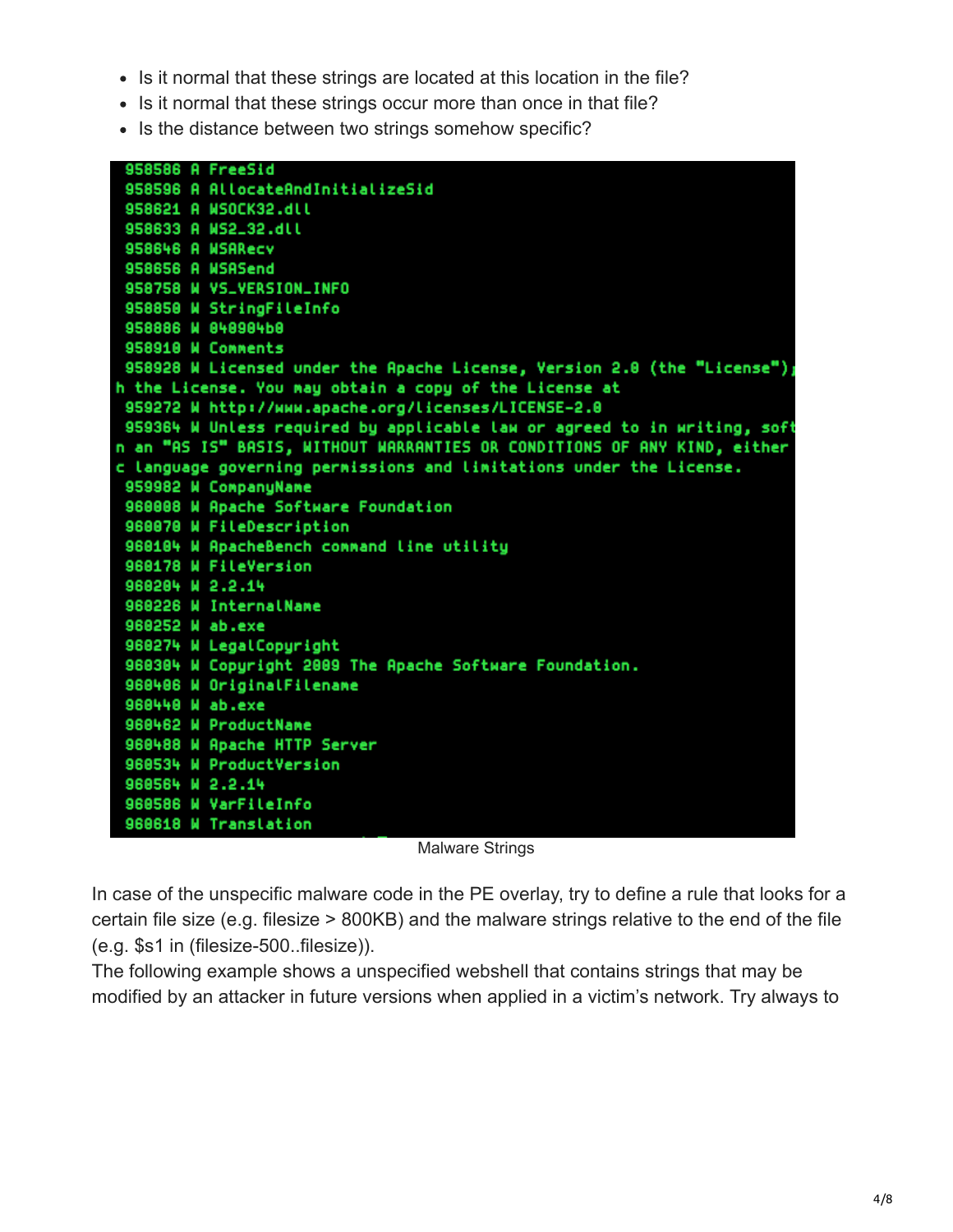- Is it normal that these strings are located at this location in the file?
- Is it normal that these strings occur more than once in that file?
- Is the distance between two strings somehow specific?

```
958586 A FreeSid
958596 A AllocateAndInitializeSid
958621 A WSOCK32.dll
958633 A WS2_32.dll
958646 A WSARecv
958656 A WSASend
958758 W VS_VERSION_INFO
958858 W StringFileInfo
958886 W 040904b0
958918 W Comments
958928 W Licensed under the Apache License, Version 2.0 (the "License");
h the License. You may obtain a copy of the License at
959272 W http://www.apache.org/licenses/LICENSE-2.0
959364 W Unless required by applicable law or agreed to in writing, soft
n an "AS IS" BASIS, WITHOUT WARRANTIES OR CONDITIONS OF ANY KIND, either
c language governing permissions and limitations under the License.
959982 W CompanyName
960008 W Apache Software Foundation
960070 W FileDescription
960104 W ApacheBench command line utility
960178 W FileVersion
960204 W 2.2.14
960226 W InternalName
960252 W ab.exe
960274 W LegalCopyright
960304 W Copyright 2009 The Apache Software Foundation.
960406 W OriginalFilename
960440 W ab.exe
960462 W ProductName
960488 W Apache HTTP Server
960534 W ProductVersion
960564 W 2.2.14
960586 W VarFileInfo
960618 W Translation
```

Malware Strings

In case of the unspecific malware code in the PE overlay, try to define a rule that looks for a certain file size (e.g. filesize > 800KB) and the malware strings relative to the end of the file (e.g. $s1 in (filesize-500..filesize)).

The following example shows a unspecified webshell that contains strings that may be modified by an attacker in future versions when applied in a victim's network. Try always to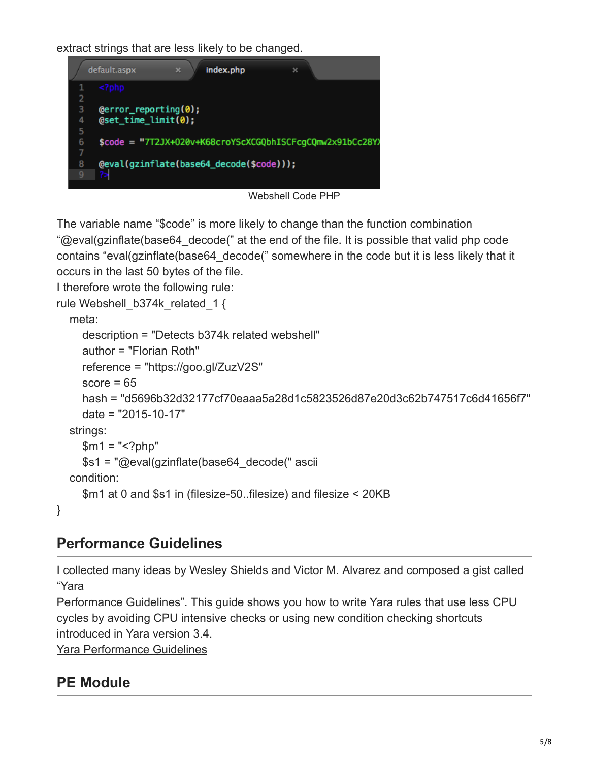extract strings that are less likely to be changed.

```
<?php

@error_reporting(0);
@set_time_limit(0);

$code = "7T2JX+020v+K68croYScXCGQbhISCFcgCQmw2x91bCc28Y

@eval(gzinflate(base64_decode($code)));
?>
```

Webshell Code PHP

The variable name “$code” is more likely to change than the function combination “@eval(gzinflate(base64_decode(” at the end of the file. It is possible that valid php code contains “eval(gzinflate(base64_decode(” somewhere in the code but it is less likely that it occurs in the last 50 bytes of the file.

I therefore wrote the following rule:

```
rule Webshell_b374k_related_1 {
    meta:
        description = "Detects b374k related webshell"
        author = "Florian Roth"
        reference = "https://goo.gl/ZuzV2S"
        score = 65
        hash = "d5696b32d32177cf70eaaa5a28d1c5823526d87e20d3c62b747517c6d41656f7"
        date = "2015-10-17"
    strings:
        $m1 = "<?php"
        $s1 = "@eval(gzinflate(base64_decode(" ascii
    condition:
        $m1 at 0 and $s1 in (filesize-50..filesize) and filesize < 20KB
}
```

## Performance Guidelines

I collected many ideas by Wesley Shields and Victor M. Alvarez and composed a gist called “Yara Performance Guidelines”. This guide shows you how to write Yara rules that use less CPU cycles by avoiding CPU intensive checks or using new condition checking shortcuts introduced in Yara version 3.4.

Yara Performance Guidelines

## PE Module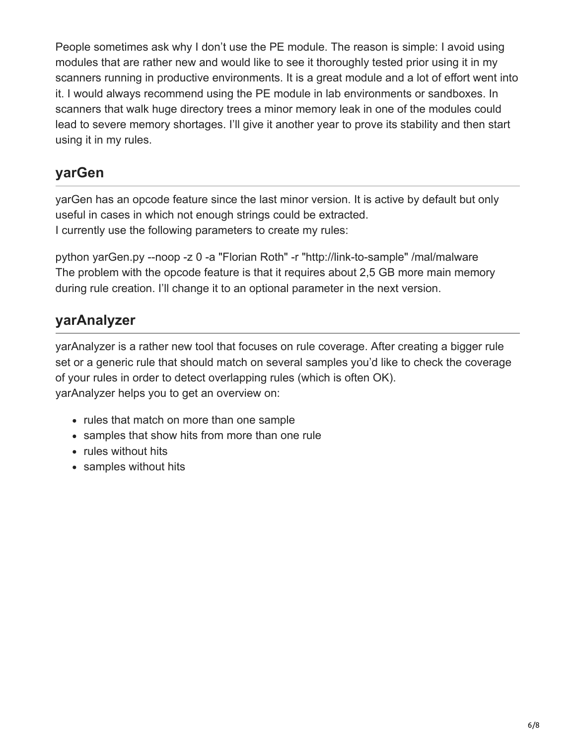People sometimes ask why I don't use the PE module. The reason is simple: I avoid using modules that are rather new and would like to see it thoroughly tested prior using it in my scanners running in productive environments. It is a great module and a lot of effort went into it. I would always recommend using the PE module in lab environments or sandboxes. In scanners that walk huge directory trees a minor memory leak in one of the modules could lead to severe memory shortages. I'll give it another year to prove its stability and then start using it in my rules.

## yarGen

yarGen has an opcode feature since the last minor version. It is active by default but only useful in cases in which not enough strings could be extracted.
I currently use the following parameters to create my rules:

```
python yarGen.py --noop -z 0 -a "Florian Roth" -r "http://link-to-sample" /mal/malware
```

The problem with the opcode feature is that it requires about 2,5 GB more main memory during rule creation. I'll change it to an optional parameter in the next version.

## yarAnalyzer

yarAnalyzer is a rather new tool that focuses on rule coverage. After creating a bigger rule set or a generic rule that should match on several samples you'd like to check the coverage of your rules in order to detect overlapping rules (which is often OK).
yarAnalyzer helps you to get an overview on:

- rules that match on more than one sample
- samples that show hits from more than one rule
- rules without hits
- samples without hits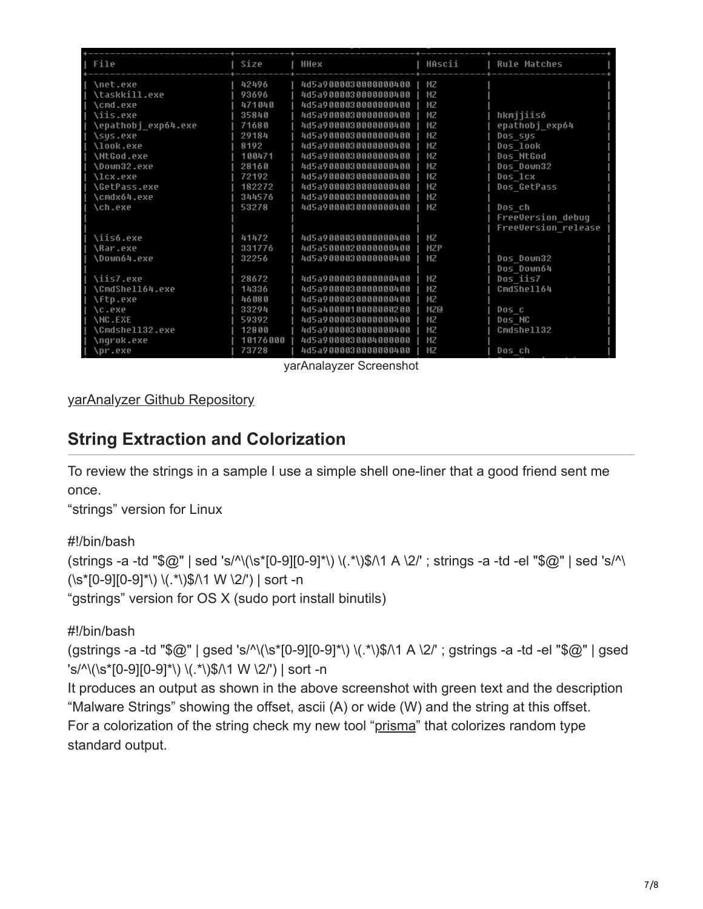| File | Size | HHex | HAscii | Rule Matches |
| --- | --- | --- | --- | --- |
| \net.exe | 42496 | 4d5a90000300000004 00 | MZ | |
| \taskkill.exe | 93696 | 4d5a9000030000000400 | MZ | |
| \cmd.exe | 471040 | 4d5a9000030000000400 | MZ | |
| \iis.exe | 35840 | 4d5a9000030000000400 | MZ | hkmjjiis6 |
| \epathobj_exp64.exe | 71680 | 4d5a9000030000000400 | MZ | epathobj_exp64 |
| \sys.exe | 29184 | 4d5a9000030000000400 | MZ | Dos_sys |
| \look.exe | 8192 | 4d5a9000030000000400 | MZ | Dos_look |
| \NtGod.exe | 100471 | 4d5a9000030000000400 | MZ | Dos_NtGod |
| \Down32.exe | 28160 | 4d5a9000030000000400 | MZ | Dos_Down32 |
| \lcx.exe | 72192 | 4d5a9000030000000400 | MZ | Dos_lcx |
| \GetPass.exe | 182272 | 4d5a9000030000000400 | MZ | Dos_GetPass |
| \cmdx64.exe | 344576 | 4d5a9000030000000400 | MZ | |
| \ch.exe | 53278 | 4d5a9000030000000400 | MZ | Dos_ch |
| | | | | FreeVersion_debug |
| | | | | FreeVersion_release |
| \iis6.exe | 41472 | 4d5a9000030000000400 | MZ | |
| \Rar.exe | 331776 | 4d5a5000020000000400 | MZP | |
| \Down64.exe | 32256 | 4d5a9000030000000400 | MZ | Dos_Down32 |
| | | | | Dos_Down64 |
| \iis7.exe | 28672 | 4d5a9000030000000400 | MZ | Dos_iis7 |
| \CmdShell64.exe | 14336 | 4d5a9000030000000400 | MZ | CmdShell64 |
| \ftp.exe | 46080 | 4d5a9000030000000400 | MZ | |
| \c.exe | 33294 | 4d5a4000010000000200 | MZ@ | Dos_c |
| \NC.EXE | 59392 | 4d5a9000030000000400 | MZ | Dos_NC |
| \Cmdshell32.exe | 12800 | 4d5a9000030000000400 | MZ | Cmdshell32 |
| \ngrok.exe | 10176000 | 4d5a9000030004000000 | MZ | |
| \pr.exe | 73728 | 4d5a9000030000000400 | MZ | Dos_ch |

yarAnalayzer Screenshot

yarAnalyzer Github Repository

## String Extraction and Colorization

To review the strings in a sample I use a simple shell one-liner that a good friend sent me once.
"strings" version for Linux

```
#!/bin/bash
(strings -a -td "$@" | sed 's/^\(\s*[0-9][0-9]*\) \(.*\)$/\1 A \2/' ; strings -a -td -el "$@" | sed 's/^\(\s*[0-9][0-9]*\) \(.*\)$/\1 W \2/') | sort -n
```

"gstrings" version for OS X (sudo port install binutils)

```
#!/bin/bash
(gstrings -a -td "$@" | gsed 's/^\(\s*[0-9][0-9]*\) \(.*\)$/\1 A \2/' ; gstrings -a -td -el "$@" | gsed 's/^\(\s*[0-9][0-9]*\) \(.*\)$/\1 W \2/') | sort -n
```

It produces an output as shown in the above screenshot with green text and the description "Malware Strings" showing the offset, ascii (A) or wide (W) and the string at this offset.
For a colorization of the string check my new tool "prisma" that colorizes random type standard output.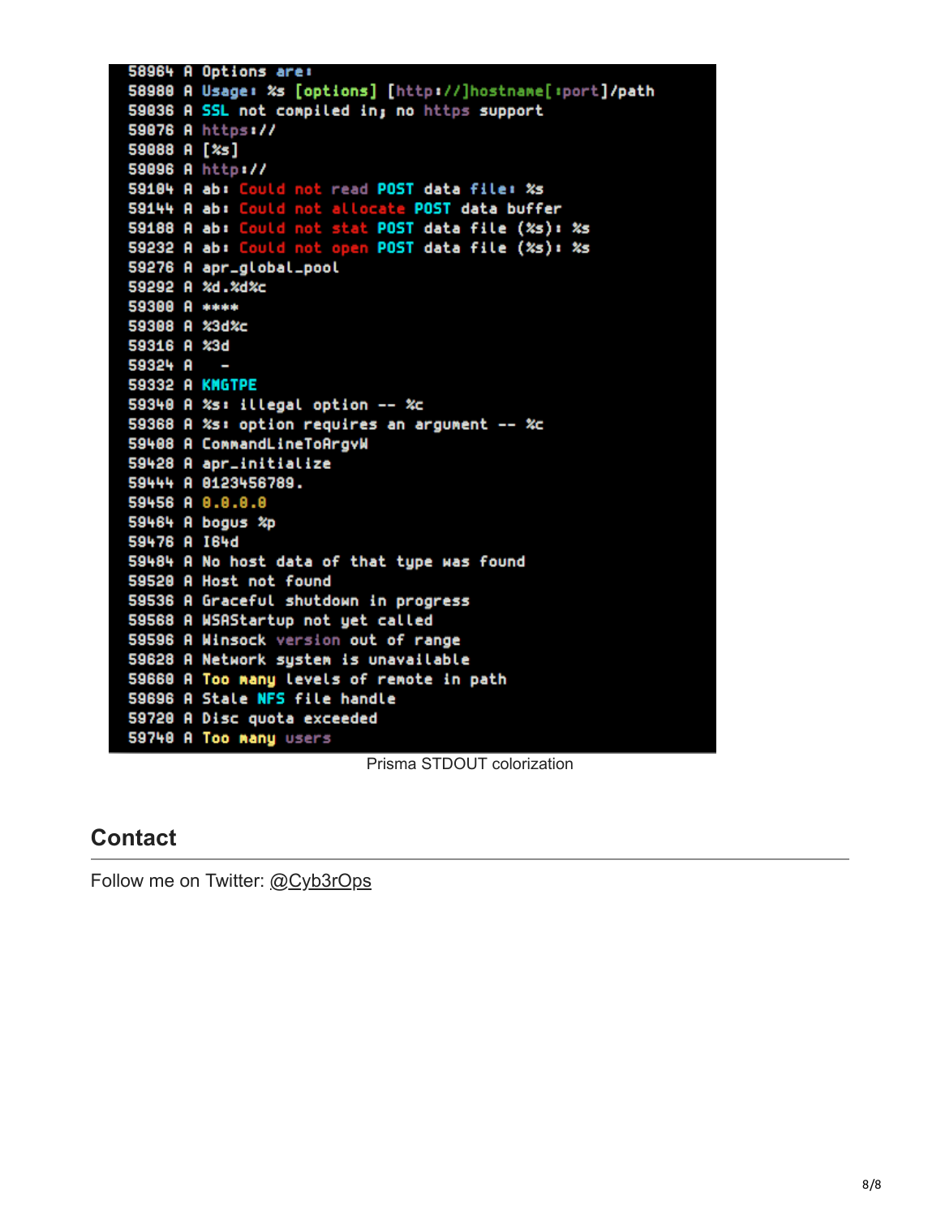```
58964 A Options are:
58980 A Usage: %s [options] [http://]hostname[:port]/path
59036 A SSL not compiled in; no https support
59076 A https://
59088 A [%s]
59096 A http://
59104 A ab: Could not read POST data file: %s
59144 A ab: Could not allocate POST data buffer
59188 A ab: Could not stat POST data file (%s): %s
59232 A ab: Could not open POST data file (%s): %s
59276 A apr_global_pool
59292 A %d.%d%c
59300 A ****
59308 A %3d%c
59316 A %3d
59324 A   -
59332 A KMGTPE
59340 A %s: illegal option -- %c
59368 A %s: option requires an argument -- %c
59408 A CommandLineToArgvW
59428 A apr_initialize
59444 A 0123456789.
59456 A 0.0.0.0
59464 A bogus %p
59476 A I64d
59484 A No host data of that type was found
59520 A Host not found
59536 A Graceful shutdown in progress
59568 A WSAStartup not yet called
59596 A Winsock version out of range
59628 A Network system is unavailable
59660 A Too many levels of remote in path
59696 A Stale NFS file handle
59720 A Disc quota exceeded
59740 A Too many users
```

Prisma STDOUT colorization

## Contact

Follow me on Twitter: @Cyb3rOps